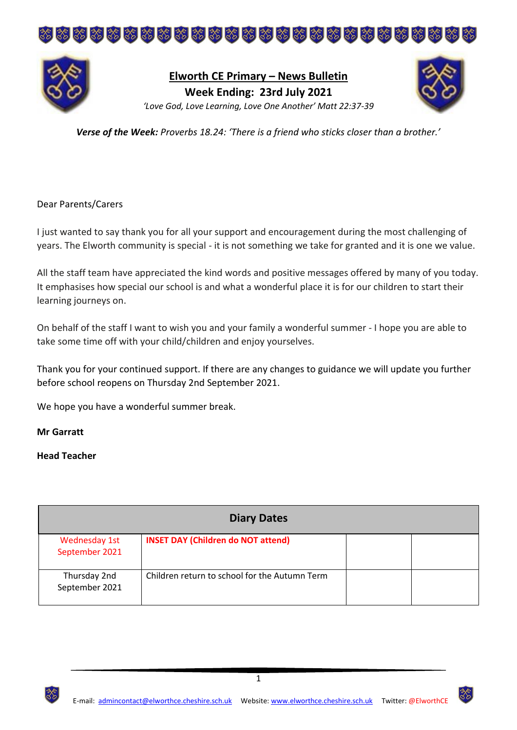# Elworth CE Primary – News Bulletin

## Week Ending: 23rd July 2021

*'Love God, Love Learning, Love One Another' Matt 22:37-39*

***Verse of the Week:*** *Proverbs 18.24: 'There is a friend who sticks closer than a brother.'*

Dear Parents/Carers

I just wanted to say thank you for all your support and encouragement during the most challenging of years. The Elworth community is special - it is not something we take for granted and it is one we value.

All the staff team have appreciated the kind words and positive messages offered by many of you today. It emphasises how special our school is and what a wonderful place it is for our children to start their learning journeys on.

On behalf of the staff I want to wish you and your family a wonderful summer - I hope you are able to take some time off with your child/children and enjoy yourselves.

Thank you for your continued support. If there are any changes to guidance we will update you further before school reopens on Thursday 2nd September 2021.

We hope you have a wonderful summer break.

**Mr Garratt**

**Head Teacher**

| Diary Dates | | | |
|---|---|---|---|
| Wednesday 1st September 2021 | **INSET DAY (Children do NOT attend)** | | |
| Thursday 2nd September 2021 | Children return to school for the Autumn Term | | |

E-mail: admincontact@elworthce.cheshire.sch.uk Website: www.elworthce.cheshire.sch.uk Twitter: @ElworthCE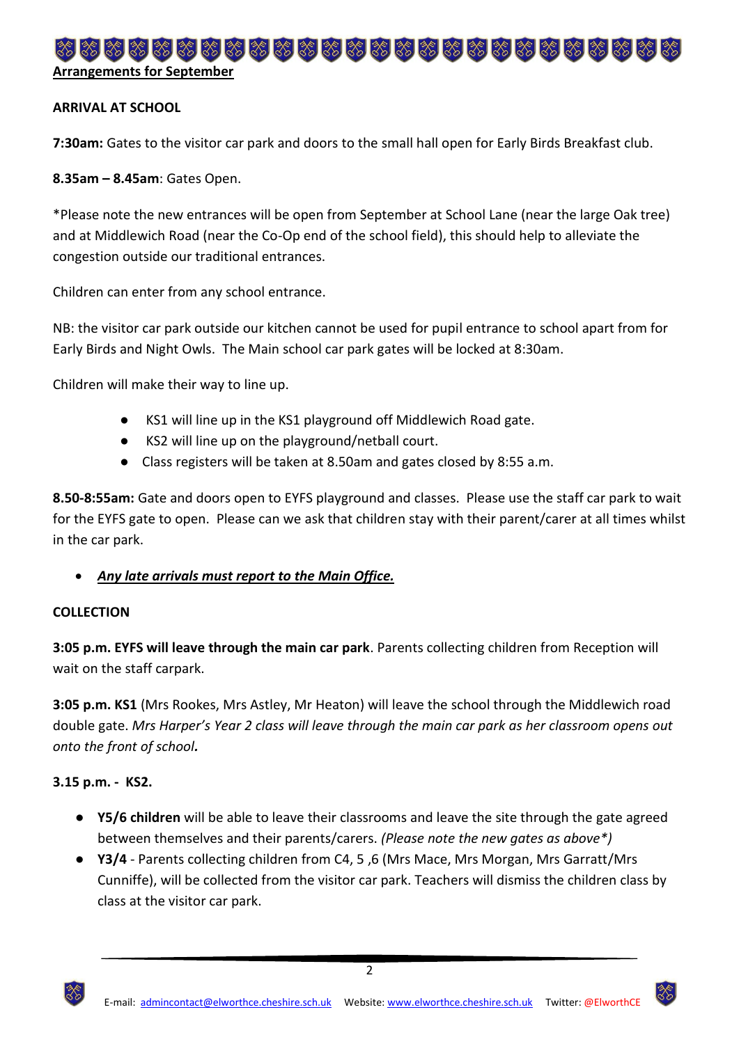## Arrangements for September

### ARRIVAL AT SCHOOL

**7:30am:** Gates to the visitor car park and doors to the small hall open for Early Birds Breakfast club.

**8.35am – 8.45am**: Gates Open.

*Please note the new entrances will be open from September at School Lane (near the large Oak tree) and at Middlewich Road (near the Co-Op end of the school field), this should help to alleviate the congestion outside our traditional entrances.

Children can enter from any school entrance.

NB: the visitor car park outside our kitchen cannot be used for pupil entrance to school apart from for Early Birds and Night Owls. The Main school car park gates will be locked at 8:30am.

Children will make their way to line up.

- KS1 will line up in the KS1 playground off Middlewich Road gate.
- KS2 will line up on the playground/netball court.
- Class registers will be taken at 8.50am and gates closed by 8:55 a.m.

**8.50-8:55am:** Gate and doors open to EYFS playground and classes. Please use the staff car park to wait for the EYFS gate to open. Please can we ask that children stay with their parent/carer at all times whilst in the car park.

- ***Any late arrivals must report to the Main Office.***

### COLLECTION

**3:05 p.m. EYFS will leave through the main car park**. Parents collecting children from Reception will wait on the staff carpark.

**3:05 p.m. KS1** (Mrs Rookes, Mrs Astley, Mr Heaton) will leave the school through the Middlewich road double gate. *Mrs Harper's Year 2 class will leave through the main car park as her classroom opens out onto the front of school.*

**3.15 p.m. - KS2.**

- **Y5/6 children** will be able to leave their classrooms and leave the site through the gate agreed between themselves and their parents/carers. *(Please note the new gates as above*)*
- **Y3/4** - Parents collecting children from C4, 5 ,6 (Mrs Mace, Mrs Morgan, Mrs Garratt/Mrs Cunniffe), will be collected from the visitor car park. Teachers will dismiss the children class by class at the visitor car park.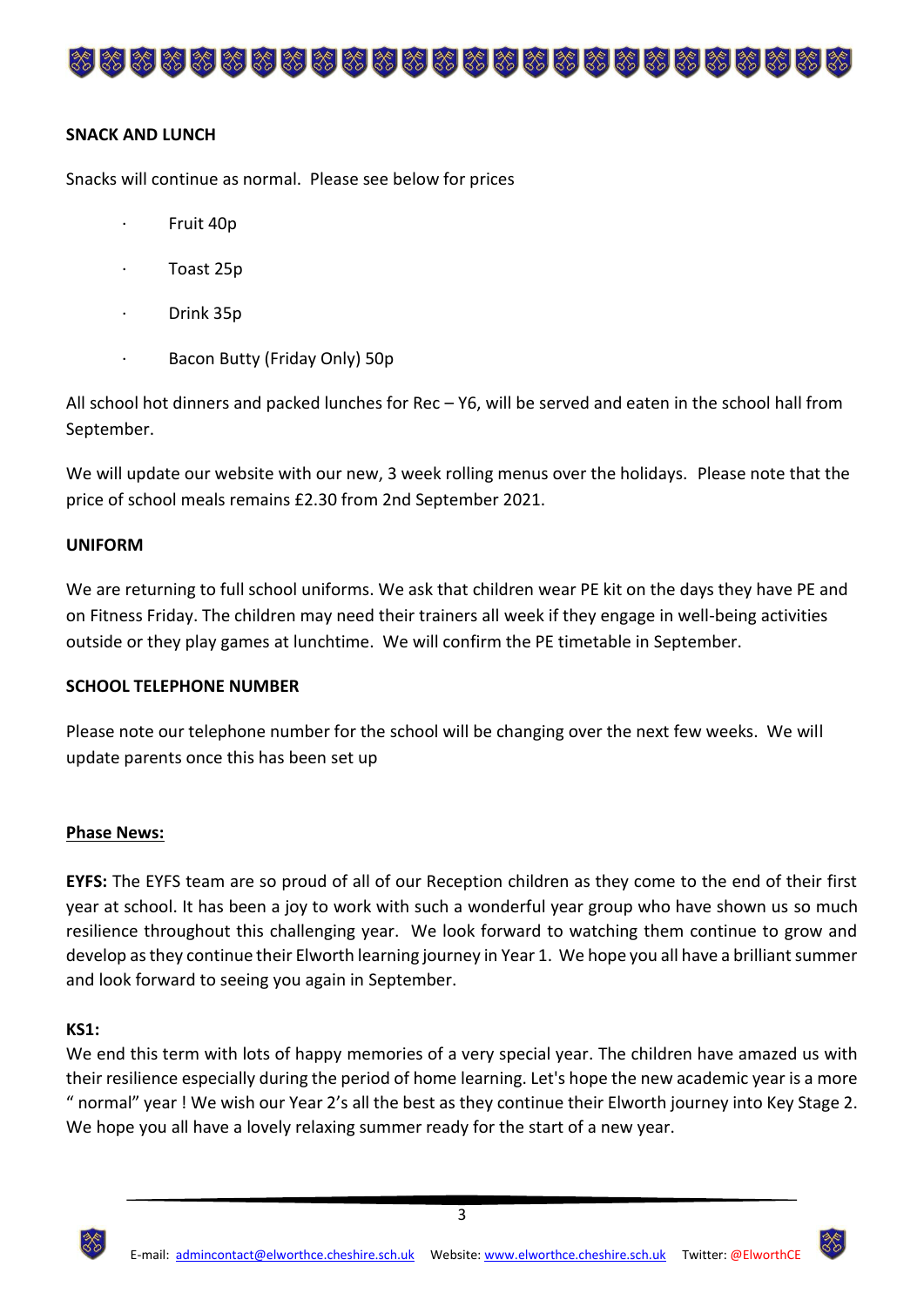**SNACK AND LUNCH**

Snacks will continue as normal. Please see below for prices

- Fruit 40p
- Toast 25p
- Drink 35p
- Bacon Butty (Friday Only) 50p

All school hot dinners and packed lunches for Rec – Y6, will be served and eaten in the school hall from September.

We will update our website with our new, 3 week rolling menus over the holidays. Please note that the price of school meals remains £2.30 from 2nd September 2021.

**UNIFORM**

We are returning to full school uniforms. We ask that children wear PE kit on the days they have PE and on Fitness Friday. The children may need their trainers all week if they engage in well-being activities outside or they play games at lunchtime. We will confirm the PE timetable in September.

**SCHOOL TELEPHONE NUMBER**

Please note our telephone number for the school will be changing over the next few weeks. We will update parents once this has been set up

**Phase News:**

**EYFS:** The EYFS team are so proud of all of our Reception children as they come to the end of their first year at school. It has been a joy to work with such a wonderful year group who have shown us so much resilience throughout this challenging year. We look forward to watching them continue to grow and develop as they continue their Elworth learning journey in Year 1. We hope you all have a brilliant summer and look forward to seeing you again in September.

**KS1:**
We end this term with lots of happy memories of a very special year. The children have amazed us with their resilience especially during the period of home learning. Let's hope the new academic year is a more " normal" year ! We wish our Year 2's all the best as they continue their Elworth journey into Key Stage 2. We hope you all have a lovely relaxing summer ready for the start of a new year.

E-mail: admincontact@elworthce.cheshire.sch.uk Website: www.elworthce.cheshire.sch.uk Twitter: @ElworthCE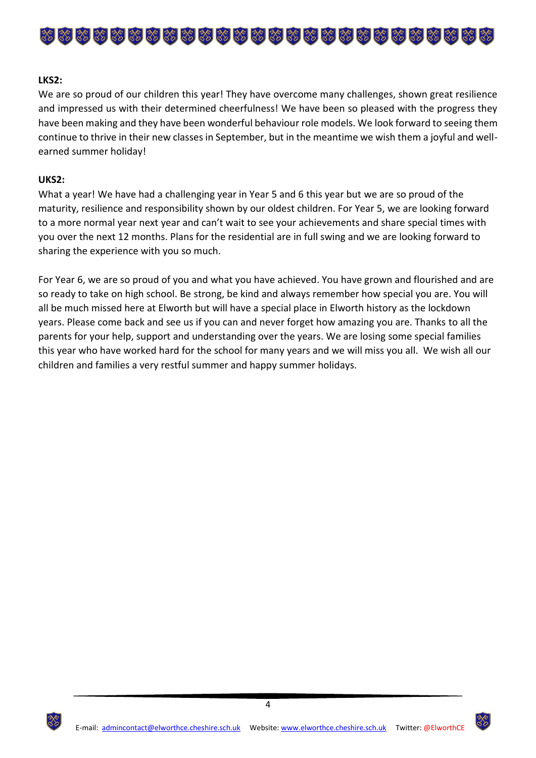**LKS2:**

We are so proud of our children this year! They have overcome many challenges, shown great resilience and impressed us with their determined cheerfulness! We have been so pleased with the progress they have been making and they have been wonderful behaviour role models. We look forward to seeing them continue to thrive in their new classes in September, but in the meantime we wish them a joyful and well-earned summer holiday!

**UKS2:**

What a year! We have had a challenging year in Year 5 and 6 this year but we are so proud of the maturity, resilience and responsibility shown by our oldest children. For Year 5, we are looking forward to a more normal year next year and can't wait to see your achievements and share special times with you over the next 12 months. Plans for the residential are in full swing and we are looking forward to sharing the experience with you so much.

For Year 6, we are so proud of you and what you have achieved. You have grown and flourished and are so ready to take on high school. Be strong, be kind and always remember how special you are. You will all be much missed here at Elworth but will have a special place in Elworth history as the lockdown years. Please come back and see us if you can and never forget how amazing you are. Thanks to all the parents for your help, support and understanding over the years. We are losing some special families this year who have worked hard for the school for many years and we will miss you all. We wish all our children and families a very restful summer and happy summer holidays.